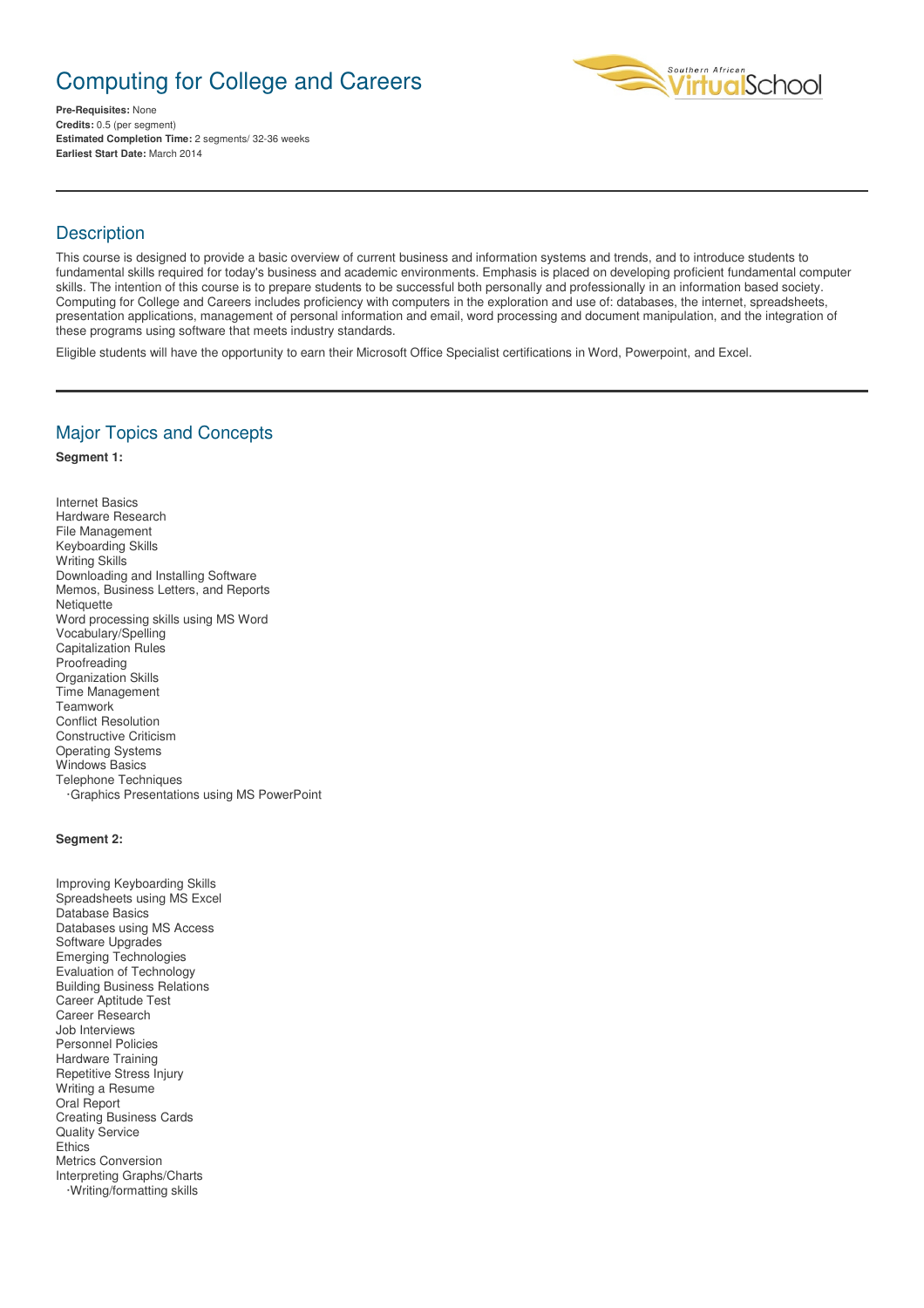# Computing for College and Careers

**Pre-Requisites:** None
**Credits:** 0.5 (per segment)
**Estimated Completion Time:** 2 segments/ 32-36 weeks
**Earliest Start Date:** March 2014

## Description

This course is designed to provide a basic overview of current business and information systems and trends, and to introduce students to fundamental skills required for today's business and academic environments. Emphasis is placed on developing proficient fundamental computer skills. The intention of this course is to prepare students to be successful both personally and professionally in an information based society. Computing for College and Careers includes proficiency with computers in the exploration and use of: databases, the internet, spreadsheets, presentation applications, management of personal information and email, word processing and document manipulation, and the integration of these programs using software that meets industry standards.

Eligible students will have the opportunity to earn their Microsoft Office Specialist certifications in Word, Powerpoint, and Excel.

## Major Topics and Concepts

**Segment 1:**

Internet Basics
Hardware Research
File Management
Keyboarding Skills
Writing Skills
Downloading and Installing Software
Memos, Business Letters, and Reports
Netiquette
Word processing skills using MS Word
Vocabulary/Spelling
Capitalization Rules
Proofreading
Organization Skills
Time Management
Teamwork
Conflict Resolution
Constructive Criticism
Operating Systems
Windows Basics
Telephone Techniques
·Graphics Presentations using MS PowerPoint

**Segment 2:**

Improving Keyboarding Skills
Spreadsheets using MS Excel
Database Basics
Databases using MS Access
Software Upgrades
Emerging Technologies
Evaluation of Technology
Building Business Relations
Career Aptitude Test
Career Research
Job Interviews
Personnel Policies
Hardware Training
Repetitive Stress Injury
Writing a Resume
Oral Report
Creating Business Cards
Quality Service
Ethics
Metrics Conversion
Interpreting Graphs/Charts
·Writing/formatting skills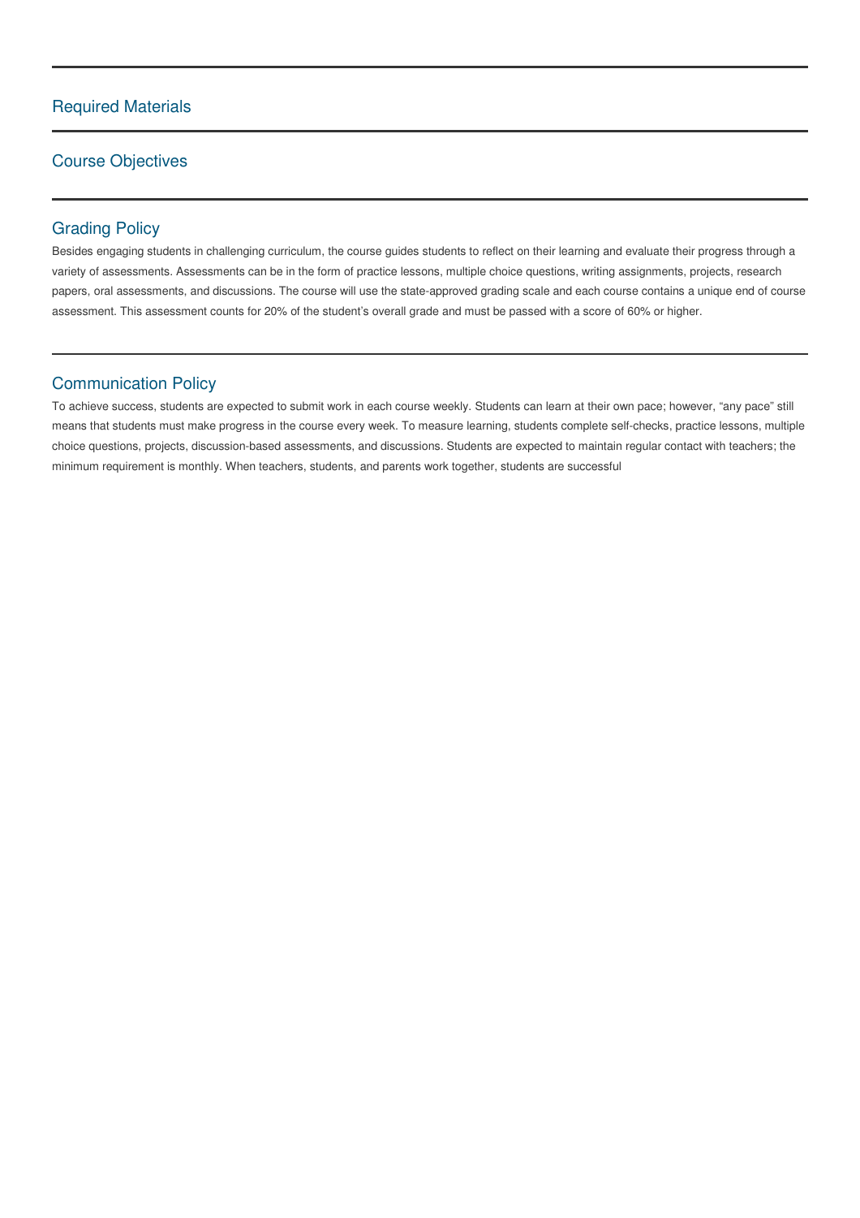## Required Materials

## Course Objectives

## Grading Policy

Besides engaging students in challenging curriculum, the course guides students to reflect on their learning and evaluate their progress through a variety of assessments. Assessments can be in the form of practice lessons, multiple choice questions, writing assignments, projects, research papers, oral assessments, and discussions. The course will use the state-approved grading scale and each course contains a unique end of course assessment. This assessment counts for 20% of the student's overall grade and must be passed with a score of 60% or higher.

## Communication Policy

To achieve success, students are expected to submit work in each course weekly. Students can learn at their own pace; however, "any pace" still means that students must make progress in the course every week. To measure learning, students complete self-checks, practice lessons, multiple choice questions, projects, discussion-based assessments, and discussions. Students are expected to maintain regular contact with teachers; the minimum requirement is monthly. When teachers, students, and parents work together, students are successful